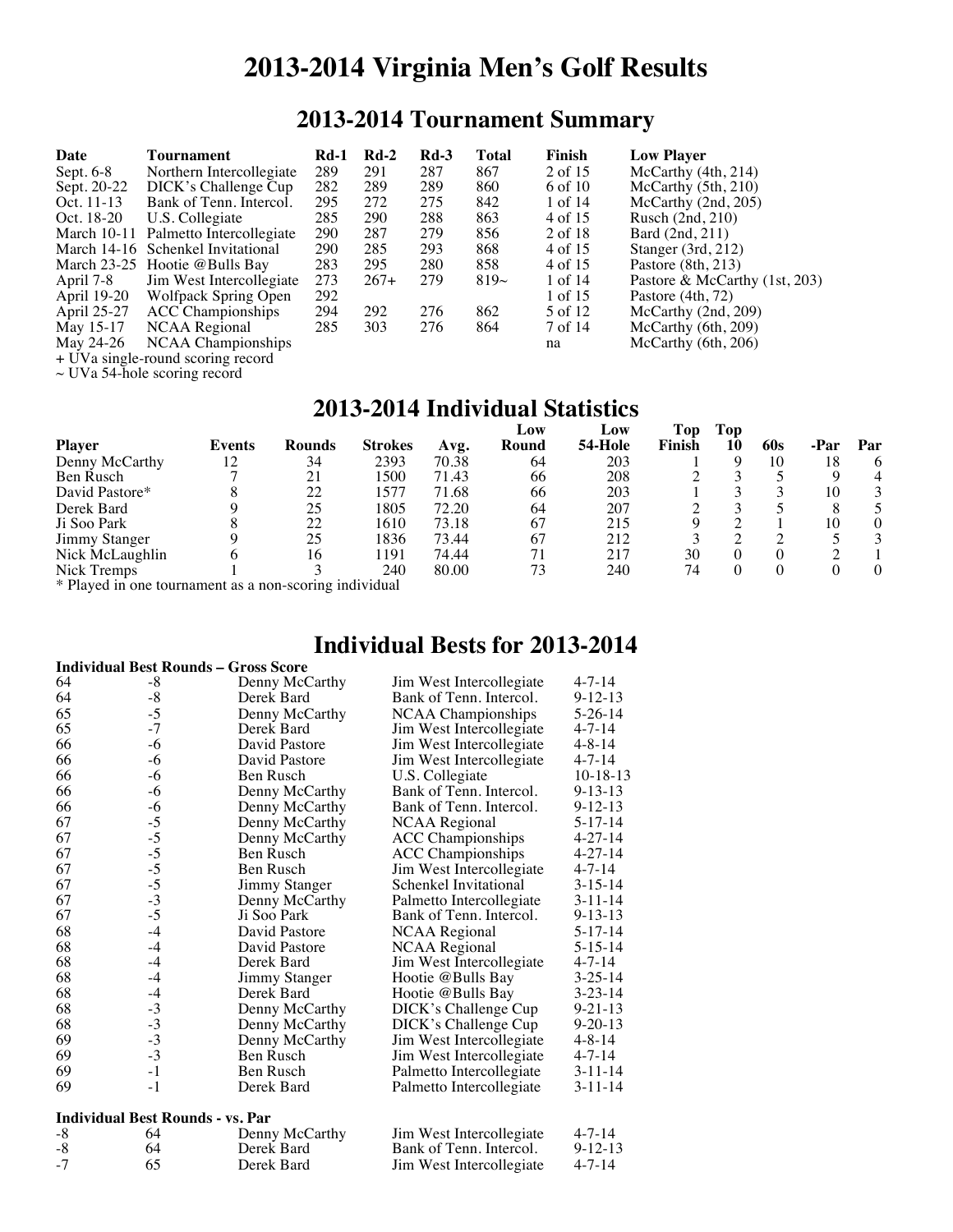# 2013-2014 Virginia Men's Golf Results

## 2013-2014 Tournament Summary

| Date | Tournament | Rd-1 | Rd-2 | Rd-3 | Total | Finish | Low Player |
|---|---|---|---|---|---|---|---|
| Sept. 6-8 | Northern Intercollegiate | 289 | 291 | 287 | 867 | 2 of 15 | McCarthy (4th, 214) |
| Sept. 20-22 | DICK's Challenge Cup | 282 | 289 | 289 | 860 | 6 of 10 | McCarthy (5th, 210) |
| Oct. 11-13 | Bank of Tenn. Intercol. | 295 | 272 | 275 | 842 | 1 of 14 | McCarthy (2nd, 205) |
| Oct. 18-20 | U.S. Collegiate | 285 | 290 | 288 | 863 | 4 of 15 | Rusch (2nd, 210) |
| March 10-11 | Palmetto Intercollegiate | 290 | 287 | 279 | 856 | 2 of 18 | Bard (2nd, 211) |
| March 14-16 | Schenkel Invitational | 290 | 285 | 293 | 868 | 4 of 15 | Stanger (3rd, 212) |
| March 23-25 | Hootie @Bulls Bay | 283 | 295 | 280 | 858 | 4 of 15 | Pastore (8th, 213) |
| April 7-8 | Jim West Intercollegiate | 273 | 267+ | 279 | 819~ | 1 of 14 | Pastore & McCarthy (1st, 203) |
| April 19-20 | Wolfpack Spring Open | 292 | | | | 1 of 15 | Pastore (4th, 72) |
| April 25-27 | ACC Championships | 294 | 292 | 276 | 862 | 5 of 12 | McCarthy (2nd, 209) |
| May 15-17 | NCAA Regional | 285 | 303 | 276 | 864 | 7 of 14 | McCarthy (6th, 209) |
| May 24-26 | NCAA Championships | | | | | na | McCarthy (6th, 206) |

+ UVa single-round scoring record
~ UVa 54-hole scoring record

## 2013-2014 Individual Statistics

| Player | Events | Rounds | Strokes | Avg. | Low Round | Low 54-Hole | Top Finish | Top 10 | 60s | -Par | Par |
|---|---|---|---|---|---|---|---|---|---|---|---|
| Denny McCarthy | 12 | 34 | 2393 | 70.38 | 64 | 203 | 1 | 9 | 10 | 18 | 6 |
| Ben Rusch | 7 | 21 | 1500 | 71.43 | 66 | 208 | 2 | 3 | 5 | 9 | 4 |
| David Pastore* | 8 | 22 | 1577 | 71.68 | 66 | 203 | 1 | 3 | 3 | 10 | 3 |
| Derek Bard | 9 | 25 | 1805 | 72.20 | 64 | 207 | 2 | 3 | 5 | 8 | 5 |
| Ji Soo Park | 8 | 22 | 1610 | 73.18 | 67 | 215 | 9 | 2 | 1 | 10 | 0 |
| Jimmy Stanger | 9 | 25 | 1836 | 73.44 | 67 | 212 | 3 | 2 | 2 | 5 | 3 |
| Nick McLaughlin | 6 | 16 | 1191 | 74.44 | 71 | 217 | 30 | 0 | 0 | 2 | 1 |
| Nick Tremps | 1 | 3 | 240 | 80.00 | 73 | 240 | 74 | 0 | 0 | 0 | 0 |

* Played in one tournament as a non-scoring individual

## Individual Bests for 2013-2014

**Individual Best Rounds – Gross Score**

| | | | | |
|---|---|---|---|---|
| 64 | -8 | Denny McCarthy | Jim West Intercollegiate | 4-7-14 |
| 64 | -8 | Derek Bard | Bank of Tenn. Intercol. | 9-12-13 |
| 65 | -5 | Denny McCarthy | NCAA Championships | 5-26-14 |
| 65 | -7 | Derek Bard | Jim West Intercollegiate | 4-7-14 |
| 66 | -6 | David Pastore | Jim West Intercollegiate | 4-8-14 |
| 66 | -6 | David Pastore | Jim West Intercollegiate | 4-7-14 |
| 66 | -6 | Ben Rusch | U.S. Collegiate | 10-18-13 |
| 66 | -6 | Denny McCarthy | Bank of Tenn. Intercol. | 9-13-13 |
| 66 | -6 | Denny McCarthy | Bank of Tenn. Intercol. | 9-12-13 |
| 67 | -5 | Denny McCarthy | NCAA Regional | 5-17-14 |
| 67 | -5 | Denny McCarthy | ACC Championships | 4-27-14 |
| 67 | -5 | Ben Rusch | ACC Championships | 4-27-14 |
| 67 | -5 | Ben Rusch | Jim West Intercollegiate | 4-7-14 |
| 67 | -5 | Jimmy Stanger | Schenkel Invitational | 3-15-14 |
| 67 | -3 | Denny McCarthy | Palmetto Intercollegiate | 3-11-14 |
| 67 | -5 | Ji Soo Park | Bank of Tenn. Intercol. | 9-13-13 |
| 68 | -4 | David Pastore | NCAA Regional | 5-17-14 |
| 68 | -4 | David Pastore | NCAA Regional | 5-15-14 |
| 68 | -4 | Derek Bard | Jim West Intercollegiate | 4-7-14 |
| 68 | -4 | Jimmy Stanger | Hootie @Bulls Bay | 3-25-14 |
| 68 | -4 | Derek Bard | Hootie @Bulls Bay | 3-23-14 |
| 68 | -3 | Denny McCarthy | DICK's Challenge Cup | 9-21-13 |
| 68 | -3 | Denny McCarthy | DICK's Challenge Cup | 9-20-13 |
| 69 | -3 | Denny McCarthy | Jim West Intercollegiate | 4-8-14 |
| 69 | -3 | Ben Rusch | Jim West Intercollegiate | 4-7-14 |
| 69 | -1 | Ben Rusch | Palmetto Intercollegiate | 3-11-14 |
| 69 | -1 | Derek Bard | Palmetto Intercollegiate | 3-11-14 |

**Individual Best Rounds - vs. Par**

| | | | | |
|---|---|---|---|---|
| -8 | 64 | Denny McCarthy | Jim West Intercollegiate | 4-7-14 |
| -8 | 64 | Derek Bard | Bank of Tenn. Intercol. | 9-12-13 |
| -7 | 65 | Derek Bard | Jim West Intercollegiate | 4-7-14 |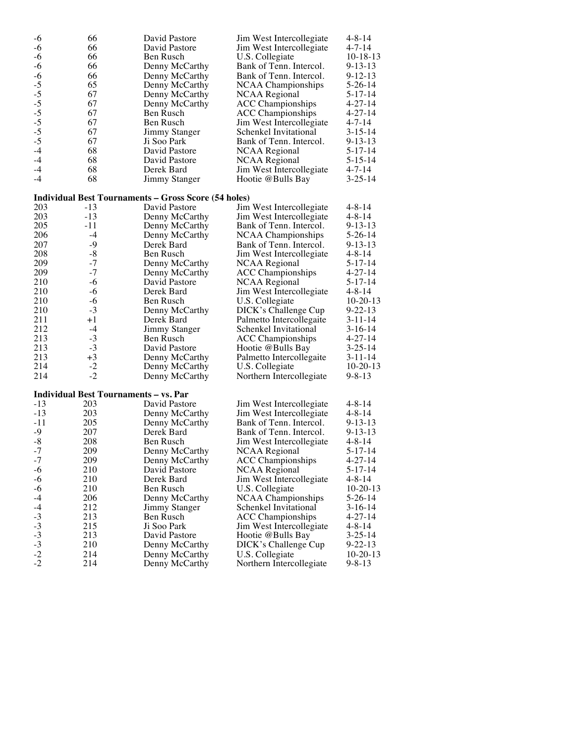| | | | | |
|---|---|---|---|---|
| -6 | 66 | David Pastore | Jim West Intercollegiate | 4-8-14 |
| -6 | 66 | David Pastore | Jim West Intercollegiate | 4-7-14 |
| -6 | 66 | Ben Rusch | U.S. Collegiate | 10-18-13 |
| -6 | 66 | Denny McCarthy | Bank of Tenn. Intercol. | 9-13-13 |
| -6 | 66 | Denny McCarthy | Bank of Tenn. Intercol. | 9-12-13 |
| -5 | 65 | Denny McCarthy | NCAA Championships | 5-26-14 |
| -5 | 67 | Denny McCarthy | NCAA Regional | 5-17-14 |
| -5 | 67 | Denny McCarthy | ACC Championships | 4-27-14 |
| -5 | 67 | Ben Rusch | ACC Championships | 4-27-14 |
| -5 | 67 | Ben Rusch | Jim West Intercollegiate | 4-7-14 |
| -5 | 67 | Jimmy Stanger | Schenkel Invitational | 3-15-14 |
| -5 | 67 | Ji Soo Park | Bank of Tenn. Intercol. | 9-13-13 |
| -4 | 68 | David Pastore | NCAA Regional | 5-17-14 |
| -4 | 68 | David Pastore | NCAA Regional | 5-15-14 |
| -4 | 68 | Derek Bard | Jim West Intercollegiate | 4-7-14 |
| -4 | 68 | Jimmy Stanger | Hootie @Bulls Bay | 3-25-14 |

**Individual Best Tournaments – Gross Score (54 holes)**

| | | | | |
|---|---|---|---|---|
| 203 | -13 | David Pastore | Jim West Intercollegiate | 4-8-14 |
| 203 | -13 | Denny McCarthy | Jim West Intercollegiate | 4-8-14 |
| 205 | -11 | Denny McCarthy | Bank of Tenn. Intercol. | 9-13-13 |
| 206 | -4 | Denny McCarthy | NCAA Championships | 5-26-14 |
| 207 | -9 | Derek Bard | Bank of Tenn. Intercol. | 9-13-13 |
| 208 | -8 | Ben Rusch | Jim West Intercollegiate | 4-8-14 |
| 209 | -7 | Denny McCarthy | NCAA Regional | 5-17-14 |
| 209 | -7 | Denny McCarthy | ACC Championships | 4-27-14 |
| 210 | -6 | David Pastore | NCAA Regional | 5-17-14 |
| 210 | -6 | Derek Bard | Jim West Intercollegiate | 4-8-14 |
| 210 | -6 | Ben Rusch | U.S. Collegiate | 10-20-13 |
| 210 | -3 | Denny McCarthy | DICK's Challenge Cup | 9-22-13 |
| 211 | +1 | Derek Bard | Palmetto Intercollegaite | 3-11-14 |
| 212 | -4 | Jimmy Stanger | Schenkel Invitational | 3-16-14 |
| 213 | -3 | Ben Rusch | ACC Championships | 4-27-14 |
| 213 | -3 | David Pastore | Hootie @Bulls Bay | 3-25-14 |
| 213 | +3 | Denny McCarthy | Palmetto Intercollegaite | 3-11-14 |
| 214 | -2 | Denny McCarthy | U.S. Collegiate | 10-20-13 |
| 214 | -2 | Denny McCarthy | Northern Intercollegiate | 9-8-13 |

**Individual Best Tournaments – vs. Par**

| | | | | |
|---|---|---|---|---|
| -13 | 203 | David Pastore | Jim West Intercollegiate | 4-8-14 |
| -13 | 203 | Denny McCarthy | Jim West Intercollegiate | 4-8-14 |
| -11 | 205 | Denny McCarthy | Bank of Tenn. Intercol. | 9-13-13 |
| -9 | 207 | Derek Bard | Bank of Tenn. Intercol. | 9-13-13 |
| -8 | 208 | Ben Rusch | Jim West Intercollegiate | 4-8-14 |
| -7 | 209 | Denny McCarthy | NCAA Regional | 5-17-14 |
| -7 | 209 | Denny McCarthy | ACC Championships | 4-27-14 |
| -6 | 210 | David Pastore | NCAA Regional | 5-17-14 |
| -6 | 210 | Derek Bard | Jim West Intercollegiate | 4-8-14 |
| -6 | 210 | Ben Rusch | U.S. Collegiate | 10-20-13 |
| -4 | 206 | Denny McCarthy | NCAA Championships | 5-26-14 |
| -4 | 212 | Jimmy Stanger | Schenkel Invitational | 3-16-14 |
| -3 | 213 | Ben Rusch | ACC Championships | 4-27-14 |
| -3 | 215 | Ji Soo Park | Jim West Intercollegiate | 4-8-14 |
| -3 | 213 | David Pastore | Hootie @Bulls Bay | 3-25-14 |
| -3 | 210 | Denny McCarthy | DICK's Challenge Cup | 9-22-13 |
| -2 | 214 | Denny McCarthy | U.S. Collegiate | 10-20-13 |
| -2 | 214 | Denny McCarthy | Northern Intercollegiate | 9-8-13 |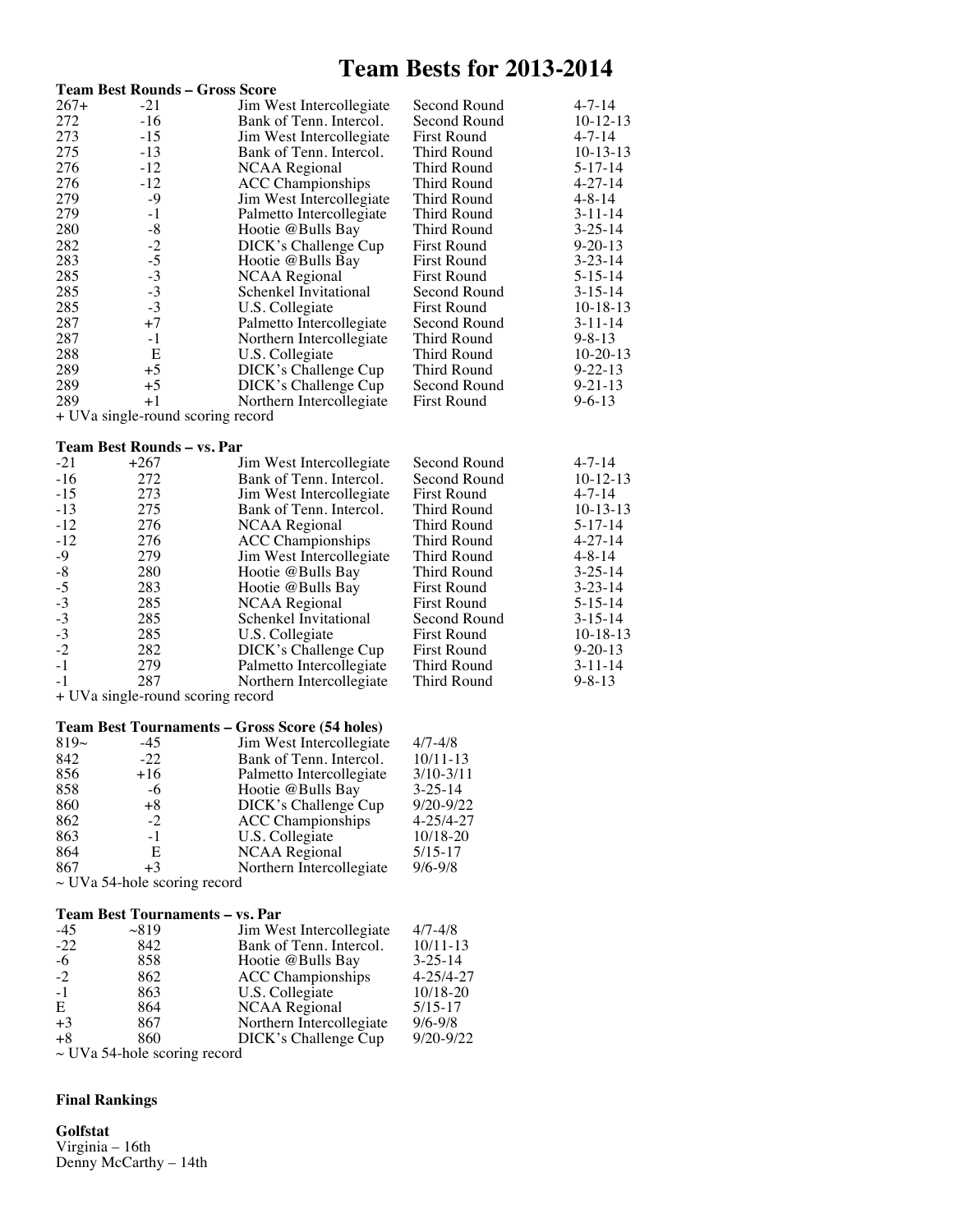# Team Bests for 2013-2014

**Team Best Rounds – Gross Score**

| | | | | |
|---|---|---|---|---|
| 267+ | -21 | Jim West Intercollegiate | Second Round | 4-7-14 |
| 272 | -16 | Bank of Tenn. Intercol. | Second Round | 10-12-13 |
| 273 | -15 | Jim West Intercollegiate | First Round | 4-7-14 |
| 275 | -13 | Bank of Tenn. Intercol. | Third Round | 10-13-13 |
| 276 | -12 | NCAA Regional | Third Round | 5-17-14 |
| 276 | -12 | ACC Championships | Third Round | 4-27-14 |
| 279 | -9 | Jim West Intercollegiate | Third Round | 4-8-14 |
| 279 | -1 | Palmetto Intercollegiate | Third Round | 3-11-14 |
| 280 | -8 | Hootie @Bulls Bay | Third Round | 3-25-14 |
| 282 | -2 | DICK's Challenge Cup | First Round | 9-20-13 |
| 283 | -5 | Hootie @Bulls Bay | First Round | 3-23-14 |
| 285 | -3 | NCAA Regional | First Round | 5-15-14 |
| 285 | -3 | Schenkel Invitational | Second Round | 3-15-14 |
| 285 | -3 | U.S. Collegiate | First Round | 10-18-13 |
| 287 | +7 | Palmetto Intercollegiate | Second Round | 3-11-14 |
| 287 | -1 | Northern Intercollegiate | Third Round | 9-8-13 |
| 288 | E | U.S. Collegiate | Third Round | 10-20-13 |
| 289 | +5 | DICK's Challenge Cup | Third Round | 9-22-13 |
| 289 | +5 | DICK's Challenge Cup | Second Round | 9-21-13 |
| 289 | +1 | Northern Intercollegiate | First Round | 9-6-13 |

+ UVa single-round scoring record

**Team Best Rounds – vs. Par**

| | | | | |
|---|---|---|---|---|
| -21 | +267 | Jim West Intercollegiate | Second Round | 4-7-14 |
| -16 | 272 | Bank of Tenn. Intercol. | Second Round | 10-12-13 |
| -15 | 273 | Jim West Intercollegiate | First Round | 4-7-14 |
| -13 | 275 | Bank of Tenn. Intercol. | Third Round | 10-13-13 |
| -12 | 276 | NCAA Regional | Third Round | 5-17-14 |
| -12 | 276 | ACC Championships | Third Round | 4-27-14 |
| -9 | 279 | Jim West Intercollegiate | Third Round | 4-8-14 |
| -8 | 280 | Hootie @Bulls Bay | Third Round | 3-25-14 |
| -5 | 283 | Hootie @Bulls Bay | First Round | 3-23-14 |
| -3 | 285 | NCAA Regional | First Round | 5-15-14 |
| -3 | 285 | Schenkel Invitational | Second Round | 3-15-14 |
| -3 | 285 | U.S. Collegiate | First Round | 10-18-13 |
| -2 | 282 | DICK's Challenge Cup | First Round | 9-20-13 |
| -1 | 279 | Palmetto Intercollegiate | Third Round | 3-11-14 |
| -1 | 287 | Northern Intercollegiate | Third Round | 9-8-13 |

+ UVa single-round scoring record

**Team Best Tournaments – Gross Score (54 holes)**

| | | | |
|---|---|---|---|
| 819~ | -45 | Jim West Intercollegiate | 4/7-4/8 |
| 842 | -22 | Bank of Tenn. Intercol. | 10/11-13 |
| 856 | +16 | Palmetto Intercollegiate | 3/10-3/11 |
| 858 | -6 | Hootie @Bulls Bay | 3-25-14 |
| 860 | +8 | DICK's Challenge Cup | 9/20-9/22 |
| 862 | -2 | ACC Championships | 4-25/4-27 |
| 863 | -1 | U.S. Collegiate | 10/18-20 |
| 864 | E | NCAA Regional | 5/15-17 |
| 867 | +3 | Northern Intercollegiate | 9/6-9/8 |

~ UVa 54-hole scoring record

**Team Best Tournaments – vs. Par**

| | | | |
|---|---|---|---|
| -45 | ~819 | Jim West Intercollegiate | 4/7-4/8 |
| -22 | 842 | Bank of Tenn. Intercol. | 10/11-13 |
| -6 | 858 | Hootie @Bulls Bay | 3-25-14 |
| -2 | 862 | ACC Championships | 4-25/4-27 |
| -1 | 863 | U.S. Collegiate | 10/18-20 |
| E | 864 | NCAA Regional | 5/15-17 |
| +3 | 867 | Northern Intercollegiate | 9/6-9/8 |
| +8 | 860 | DICK's Challenge Cup | 9/20-9/22 |

~ UVa 54-hole scoring record

**Final Rankings**

**Golfstat**
Virginia – 16th
Denny McCarthy – 14th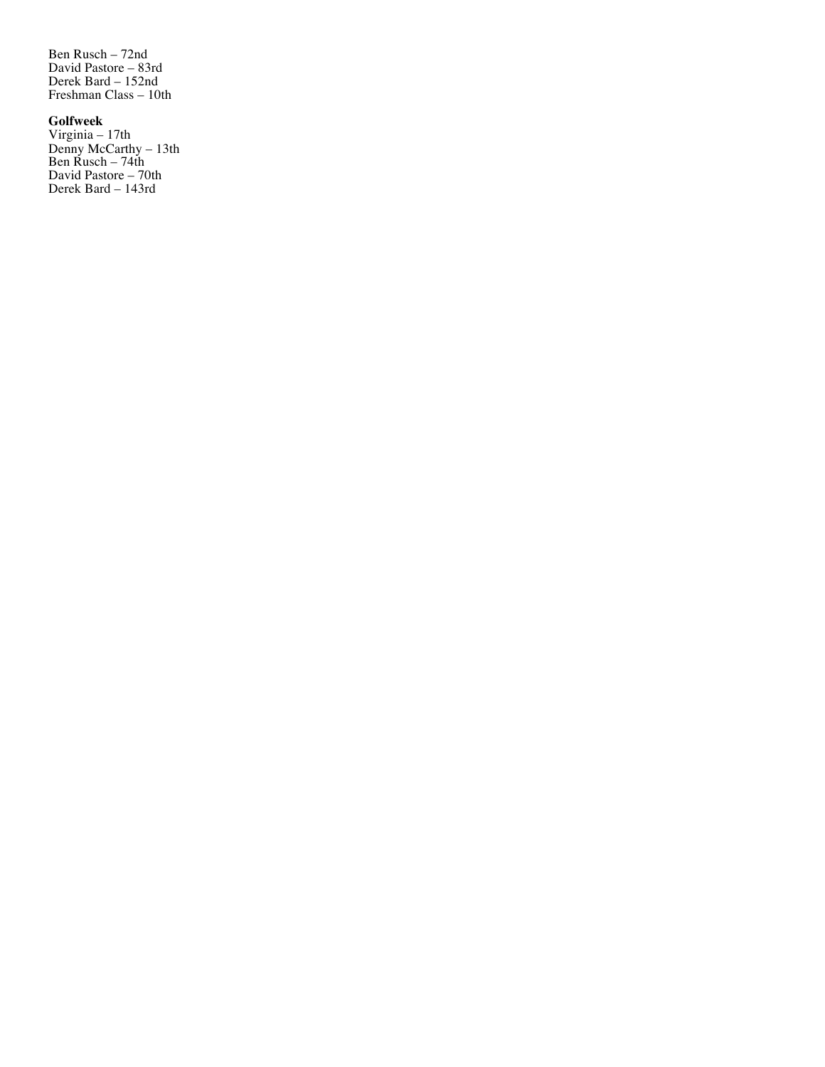Ben Rusch – 72nd
David Pastore – 83rd
Derek Bard – 152nd
Freshman Class – 10th

**Golfweek**
Virginia – 17th
Denny McCarthy – 13th
Ben Rusch – 74th
David Pastore – 70th
Derek Bard – 143rd